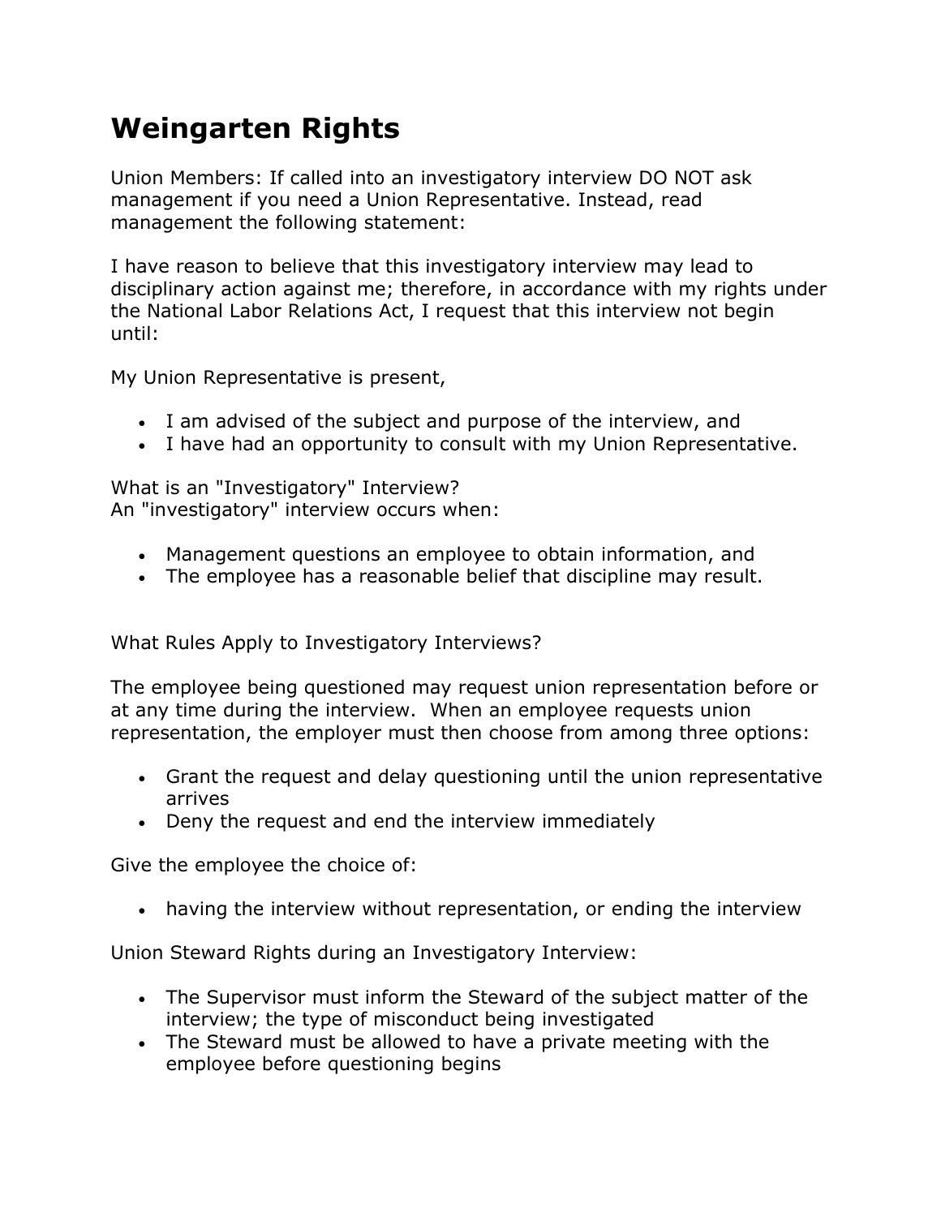# Weingarten Rights

Union Members: If called into an investigatory interview DO NOT ask management if you need a Union Representative. Instead, read management the following statement:

I have reason to believe that this investigatory interview may lead to disciplinary action against me; therefore, in accordance with my rights under the National Labor Relations Act, I request that this interview not begin until:

My Union Representative is present,

- I am advised of the subject and purpose of the interview, and
- I have had an opportunity to consult with my Union Representative.

What is an "Investigatory" Interview?
An "investigatory" interview occurs when:

- Management questions an employee to obtain information, and
- The employee has a reasonable belief that discipline may result.

What Rules Apply to Investigatory Interviews?

The employee being questioned may request union representation before or at any time during the interview. When an employee requests union representation, the employer must then choose from among three options:

- Grant the request and delay questioning until the union representative arrives
- Deny the request and end the interview immediately

Give the employee the choice of:

- having the interview without representation, or ending the interview

Union Steward Rights during an Investigatory Interview:

- The Supervisor must inform the Steward of the subject matter of the interview; the type of misconduct being investigated
- The Steward must be allowed to have a private meeting with the employee before questioning begins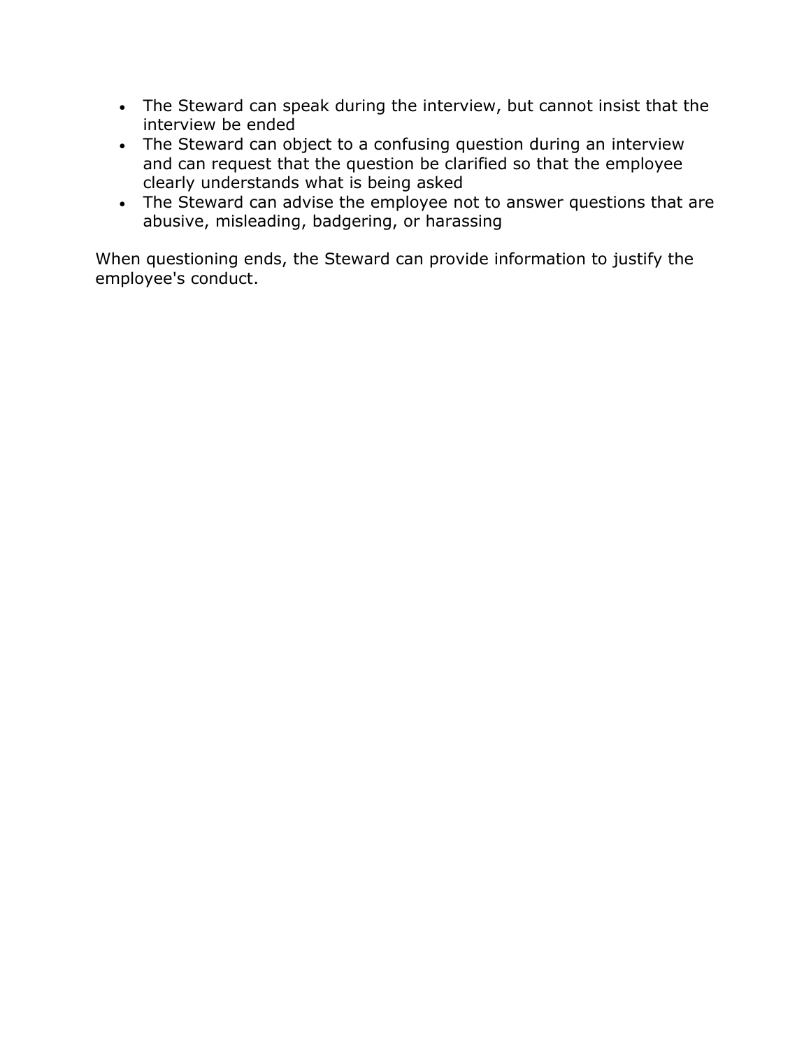- The Steward can speak during the interview, but cannot insist that the interview be ended
- The Steward can object to a confusing question during an interview and can request that the question be clarified so that the employee clearly understands what is being asked
- The Steward can advise the employee not to answer questions that are abusive, misleading, badgering, or harassing

When questioning ends, the Steward can provide information to justify the employee's conduct.